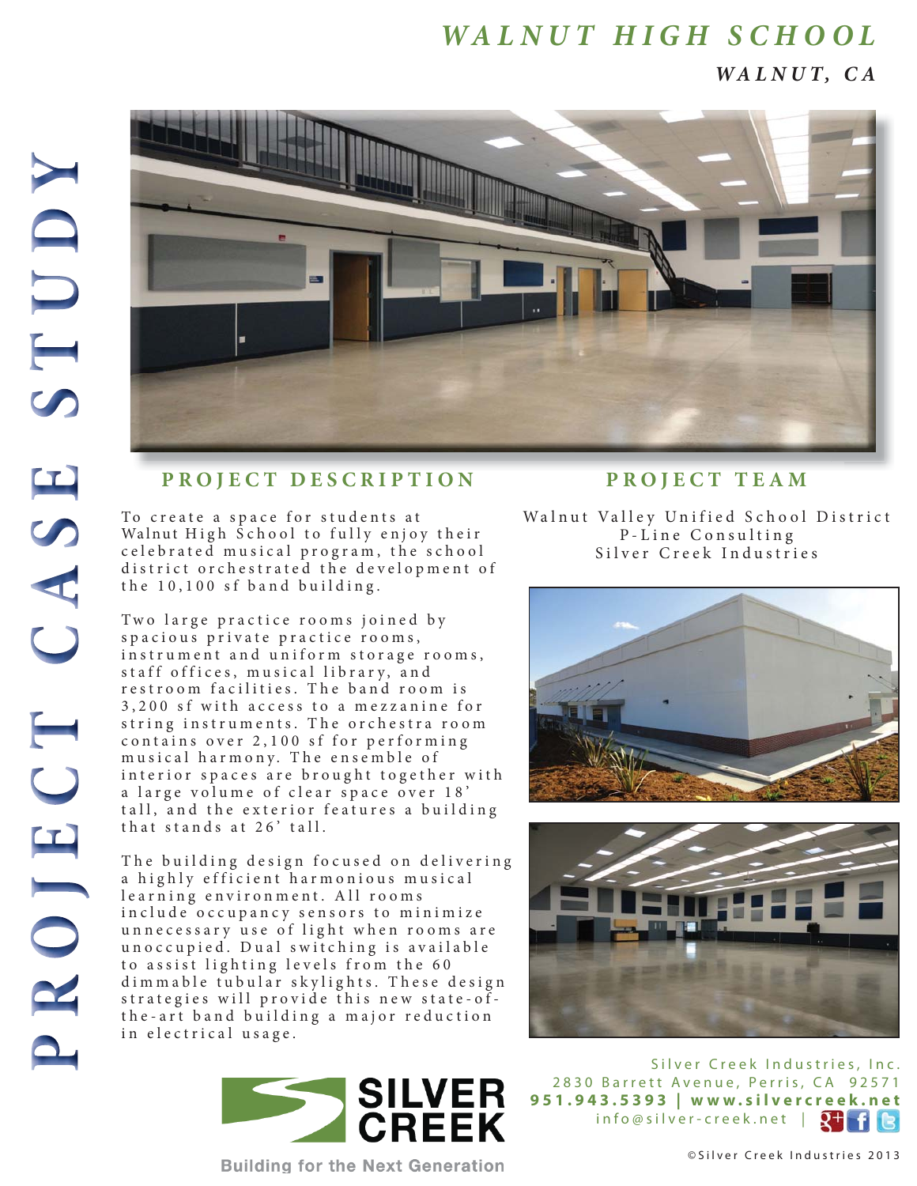# PROJECT CASE STUDY

# WALNUT HIGH SCHOOL

***WALNUT, CA***

## PROJECT DESCRIPTION

To create a space for students at Walnut High School to fully enjoy their celebrated musical program, the school district orchestrated the development of the 10,100 sf band building.

Two large practice rooms joined by spacious private practice rooms, instrument and uniform storage rooms, staff offices, musical library, and restroom facilities. The band room is 3,200 sf with access to a mezzanine for string instruments. The orchestra room contains over 2,100 sf for performing musical harmony. The ensemble of interior spaces are brought together with a large volume of clear space over 18' tall, and the exterior features a building that stands at 26' tall.

The building design focused on delivering a highly efficient harmonious musical learning environment. All rooms include occupancy sensors to minimize unnecessary use of light when rooms are unoccupied. Dual switching is available to assist lighting levels from the 60 dimmable tubular skylights. These design strategies will provide this new state-of-the-art band building a major reduction in electrical usage.

## PROJECT TEAM

Walnut Valley Unified School District
P-Line Consulting
Silver Creek Industries

SILVER CREEK

Building for the Next Generation

Silver Creek Industries, Inc.
2830 Barrett Avenue, Perris, CA 92571
**951.943.5393 | www.silvercreek.net**
info@silver-creek.net |

©Silver Creek Industries 2013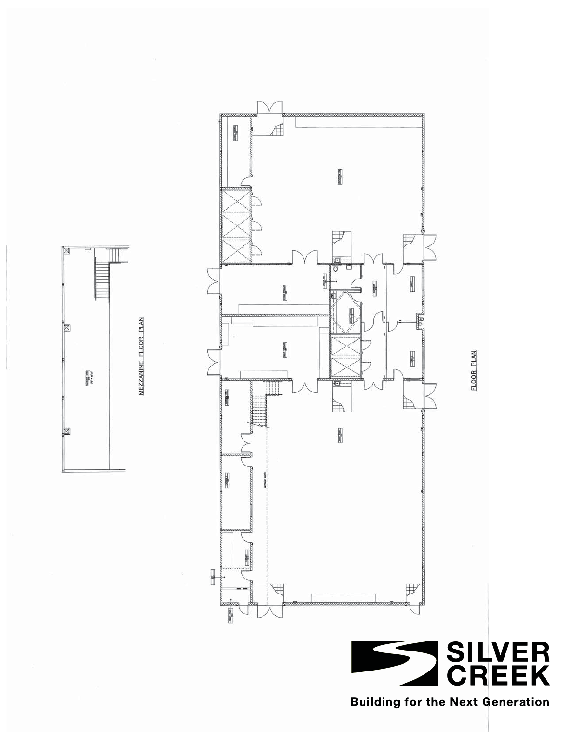MEZZANINE FLOOR PLAN

FLOOR PLAN

SILVER CREEK

Building for the Next Generation